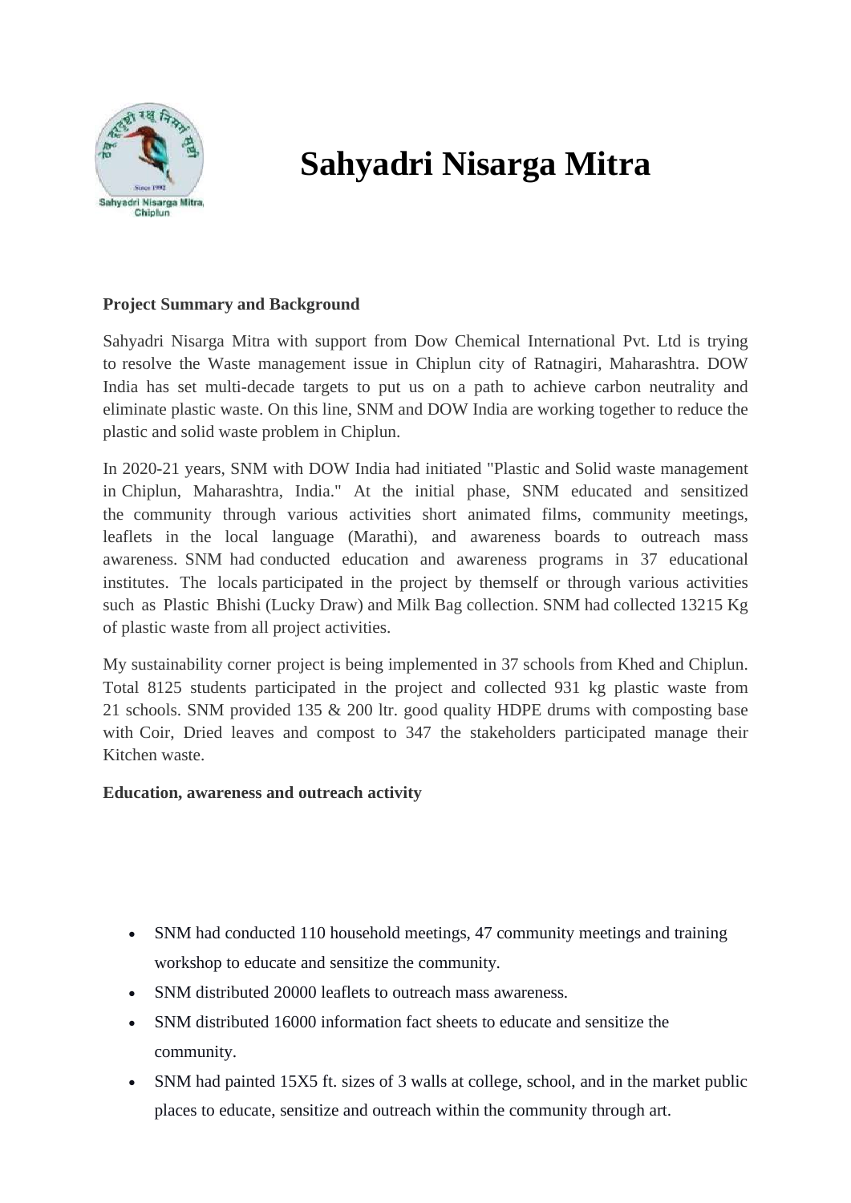# Sahyadri Nisarga Mitra

**Project Summary and Background**

Sahyadri Nisarga Mitra with support from Dow Chemical International Pvt. Ltd is trying to resolve the Waste management issue in Chiplun city of Ratnagiri, Maharashtra. DOW India has set multi-decade targets to put us on a path to achieve carbon neutrality and eliminate plastic waste. On this line, SNM and DOW India are working together to reduce the plastic and solid waste problem in Chiplun.

In 2020-21 years, SNM with DOW India had initiated "Plastic and Solid waste management in Chiplun, Maharashtra, India." At the initial phase, SNM educated and sensitized the community through various activities short animated films, community meetings, leaflets in the local language (Marathi), and awareness boards to outreach mass awareness. SNM had conducted education and awareness programs in 37 educational institutes. The locals participated in the project by themself or through various activities such as Plastic Bhishi (Lucky Draw) and Milk Bag collection. SNM had collected 13215 Kg of plastic waste from all project activities.

My sustainability corner project is being implemented in 37 schools from Khed and Chiplun. Total 8125 students participated in the project and collected 931 kg plastic waste from 21 schools. SNM provided 135 & 200 ltr. good quality HDPE drums with composting base with Coir, Dried leaves and compost to 347 the stakeholders participated manage their Kitchen waste.

**Education, awareness and outreach activity**

- SNM had conducted 110 household meetings, 47 community meetings and training workshop to educate and sensitize the community.
- SNM distributed 20000 leaflets to outreach mass awareness.
- SNM distributed 16000 information fact sheets to educate and sensitize the community.
- SNM had painted 15X5 ft. sizes of 3 walls at college, school, and in the market public places to educate, sensitize and outreach within the community through art.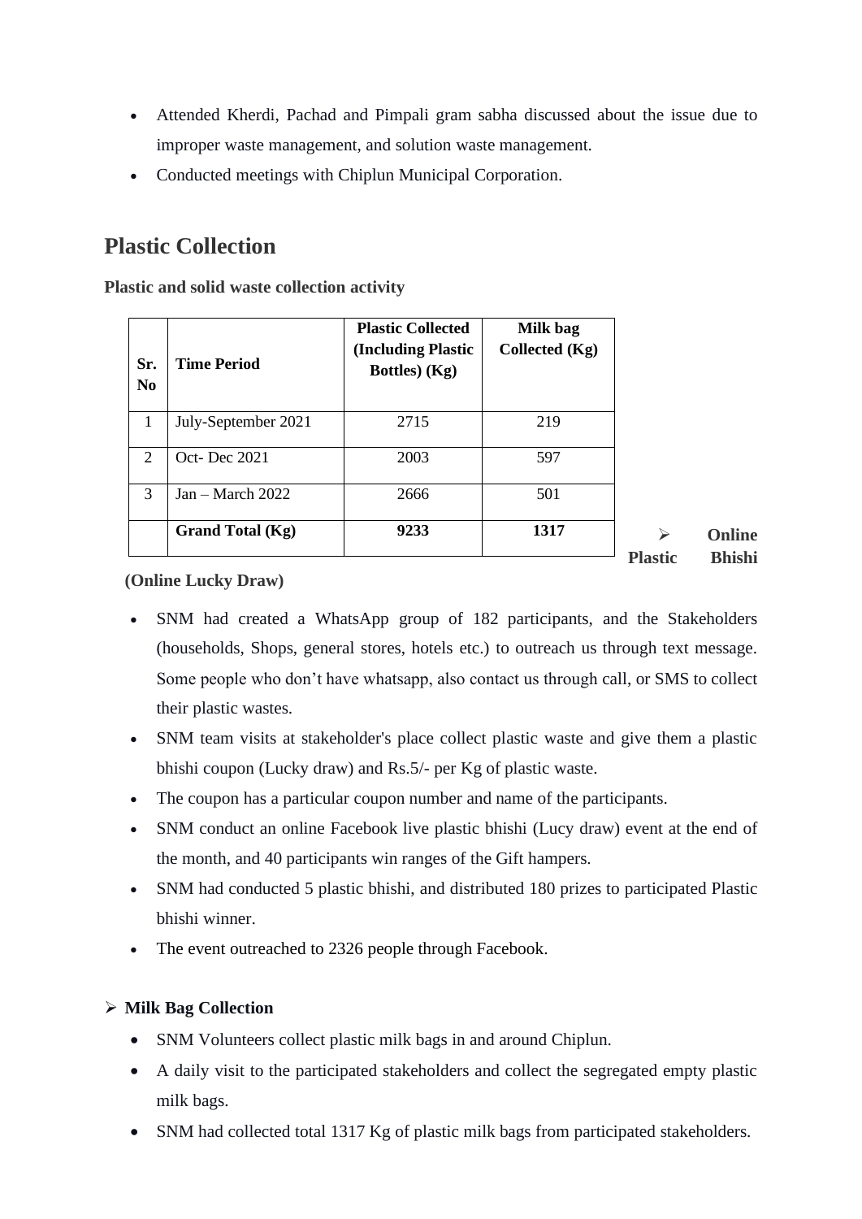- Attended Kherdi, Pachad and Pimpali gram sabha discussed about the issue due to improper waste management, and solution waste management.
- Conducted meetings with Chiplun Municipal Corporation.

## Plastic Collection

**Plastic and solid waste collection activity**

| Sr. No | Time Period | Plastic Collected (Including Plastic Bottles) (Kg) | Milk bag Collected (Kg) |
|---|---|---|---|
| 1 | July-September 2021 | 2715 | 219 |
| 2 | Oct- Dec 2021 | 2003 | 597 |
| 3 | Jan – March 2022 | 2666 | 501 |
| | **Grand Total (Kg)** | **9233** | **1317** |

- **Online Plastic Bhishi (Online Lucky Draw)**

- SNM had created a WhatsApp group of 182 participants, and the Stakeholders (households, Shops, general stores, hotels etc.) to outreach us through text message. Some people who don't have whatsapp, also contact us through call, or SMS to collect their plastic wastes.
- SNM team visits at stakeholder's place collect plastic waste and give them a plastic bhishi coupon (Lucky draw) and Rs.5/- per Kg of plastic waste.
- The coupon has a particular coupon number and name of the participants.
- SNM conduct an online Facebook live plastic bhishi (Lucy draw) event at the end of the month, and 40 participants win ranges of the Gift hampers.
- SNM had conducted 5 plastic bhishi, and distributed 180 prizes to participated Plastic bhishi winner.
- The event outreached to 2326 people through Facebook.

- **Milk Bag Collection**

- SNM Volunteers collect plastic milk bags in and around Chiplun.
- A daily visit to the participated stakeholders and collect the segregated empty plastic milk bags.
- SNM had collected total 1317 Kg of plastic milk bags from participated stakeholders.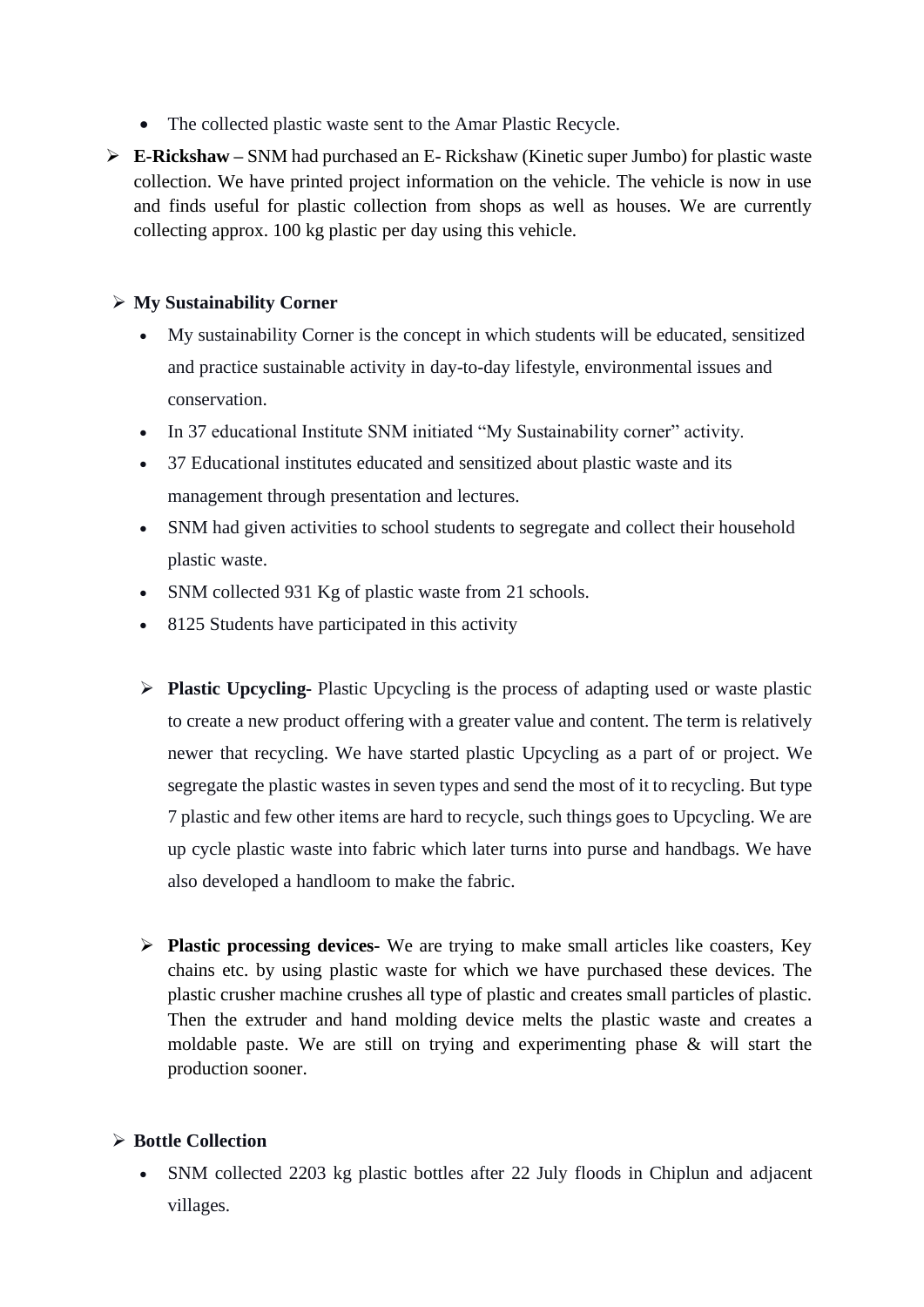- The collected plastic waste sent to the Amar Plastic Recycle.

- **E-Rickshaw –** SNM had purchased an E- Rickshaw (Kinetic super Jumbo) for plastic waste collection. We have printed project information on the vehicle. The vehicle is now in use and finds useful for plastic collection from shops as well as houses. We are currently collecting approx. 100 kg plastic per day using this vehicle.

- **My Sustainability Corner**
  - My sustainability Corner is the concept in which students will be educated, sensitized and practice sustainable activity in day-to-day lifestyle, environmental issues and conservation.
  - In 37 educational Institute SNM initiated "My Sustainability corner" activity.
  - 37 Educational institutes educated and sensitized about plastic waste and its management through presentation and lectures.
  - SNM had given activities to school students to segregate and collect their household plastic waste.
  - SNM collected 931 Kg of plastic waste from 21 schools.
  - 8125 Students have participated in this activity

  - **Plastic Upcycling-** Plastic Upcycling is the process of adapting used or waste plastic to create a new product offering with a greater value and content. The term is relatively newer that recycling. We have started plastic Upcycling as a part of or project. We segregate the plastic wastes in seven types and send the most of it to recycling. But type 7 plastic and few other items are hard to recycle, such things goes to Upcycling. We are up cycle plastic waste into fabric which later turns into purse and handbags. We have also developed a handloom to make the fabric.

  - **Plastic processing devices-** We are trying to make small articles like coasters, Key chains etc. by using plastic waste for which we have purchased these devices. The plastic crusher machine crushes all type of plastic and creates small particles of plastic. Then the extruder and hand molding device melts the plastic waste and creates a moldable paste. We are still on trying and experimenting phase & will start the production sooner.

- **Bottle Collection**
  - SNM collected 2203 kg plastic bottles after 22 July floods in Chiplun and adjacent villages.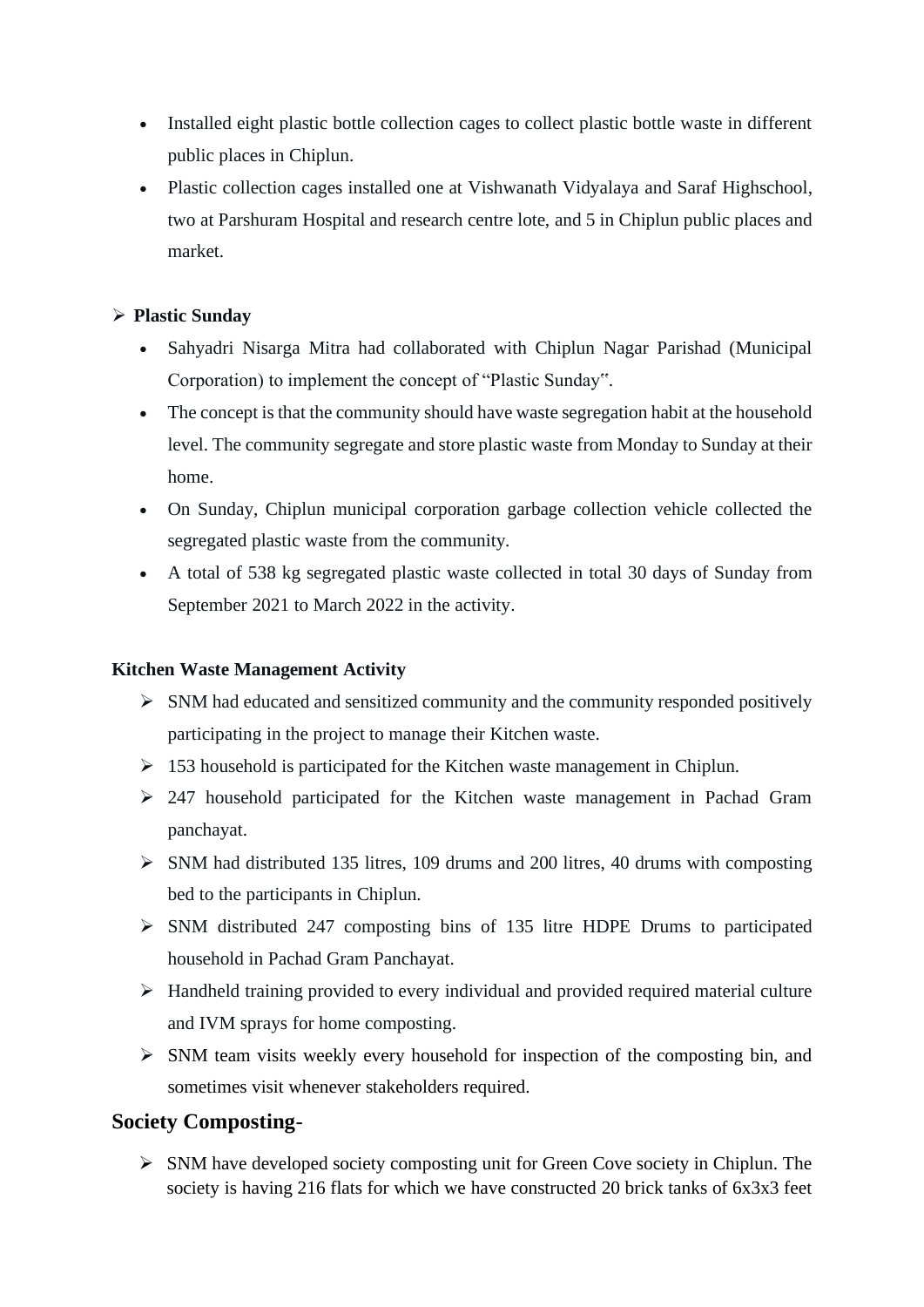- Installed eight plastic bottle collection cages to collect plastic bottle waste in different public places in Chiplun.
- Plastic collection cages installed one at Vishwanath Vidyalaya and Saraf Highschool, two at Parshuram Hospital and research centre lote, and 5 in Chiplun public places and market.

➢ **Plastic Sunday**

- Sahyadri Nisarga Mitra had collaborated with Chiplun Nagar Parishad (Municipal Corporation) to implement the concept of "Plastic Sunday".
- The concept is that the community should have waste segregation habit at the household level. The community segregate and store plastic waste from Monday to Sunday at their home.
- On Sunday, Chiplun municipal corporation garbage collection vehicle collected the segregated plastic waste from the community.
- A total of 538 kg segregated plastic waste collected in total 30 days of Sunday from September 2021 to March 2022 in the activity.

**Kitchen Waste Management Activity**

- ➢ SNM had educated and sensitized community and the community responded positively participating in the project to manage their Kitchen waste.
- ➢ 153 household is participated for the Kitchen waste management in Chiplun.
- ➢ 247 household participated for the Kitchen waste management in Pachad Gram panchayat.
- ➢ SNM had distributed 135 litres, 109 drums and 200 litres, 40 drums with composting bed to the participants in Chiplun.
- ➢ SNM distributed 247 composting bins of 135 litre HDPE Drums to participated household in Pachad Gram Panchayat.
- ➢ Handheld training provided to every individual and provided required material culture and IVM sprays for home composting.
- ➢ SNM team visits weekly every household for inspection of the composting bin, and sometimes visit whenever stakeholders required.

## Society Composting-

- ➢ SNM have developed society composting unit for Green Cove society in Chiplun. The society is having 216 flats for which we have constructed 20 brick tanks of 6x3x3 feet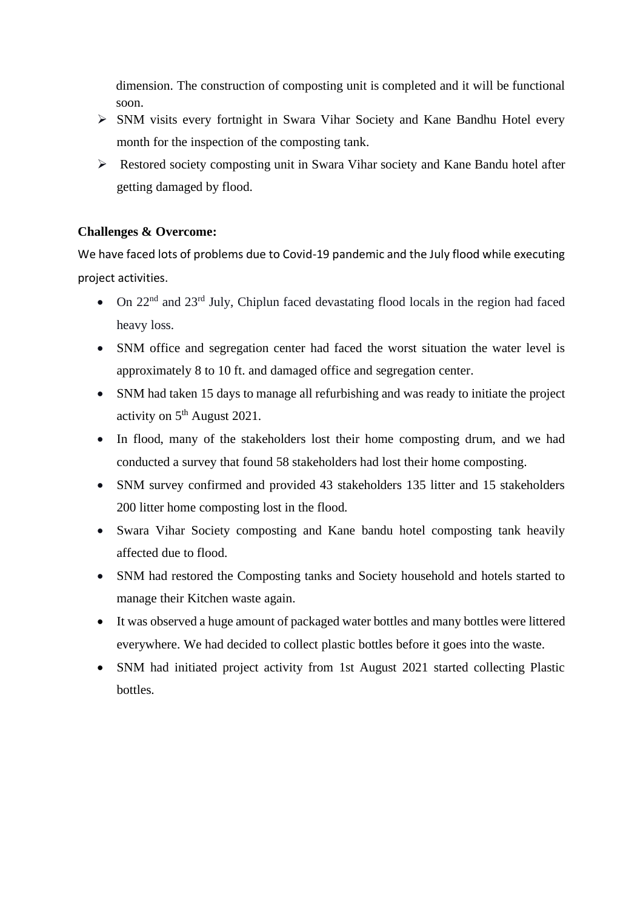dimension. The construction of composting unit is completed and it will be functional soon.

- SNM visits every fortnight in Swara Vihar Society and Kane Bandhu Hotel every month for the inspection of the composting tank.
- Restored society composting unit in Swara Vihar society and Kane Bandu hotel after getting damaged by flood.

**Challenges & Overcome:**

We have faced lots of problems due to Covid-19 pandemic and the July flood while executing project activities.

- On 22nd and 23rd July, Chiplun faced devastating flood locals in the region had faced heavy loss.
- SNM office and segregation center had faced the worst situation the water level is approximately 8 to 10 ft. and damaged office and segregation center.
- SNM had taken 15 days to manage all refurbishing and was ready to initiate the project activity on 5th August 2021.
- In flood, many of the stakeholders lost their home composting drum, and we had conducted a survey that found 58 stakeholders had lost their home composting.
- SNM survey confirmed and provided 43 stakeholders 135 litter and 15 stakeholders 200 litter home composting lost in the flood.
- Swara Vihar Society composting and Kane bandu hotel composting tank heavily affected due to flood.
- SNM had restored the Composting tanks and Society household and hotels started to manage their Kitchen waste again.
- It was observed a huge amount of packaged water bottles and many bottles were littered everywhere. We had decided to collect plastic bottles before it goes into the waste.
- SNM had initiated project activity from 1st August 2021 started collecting Plastic bottles.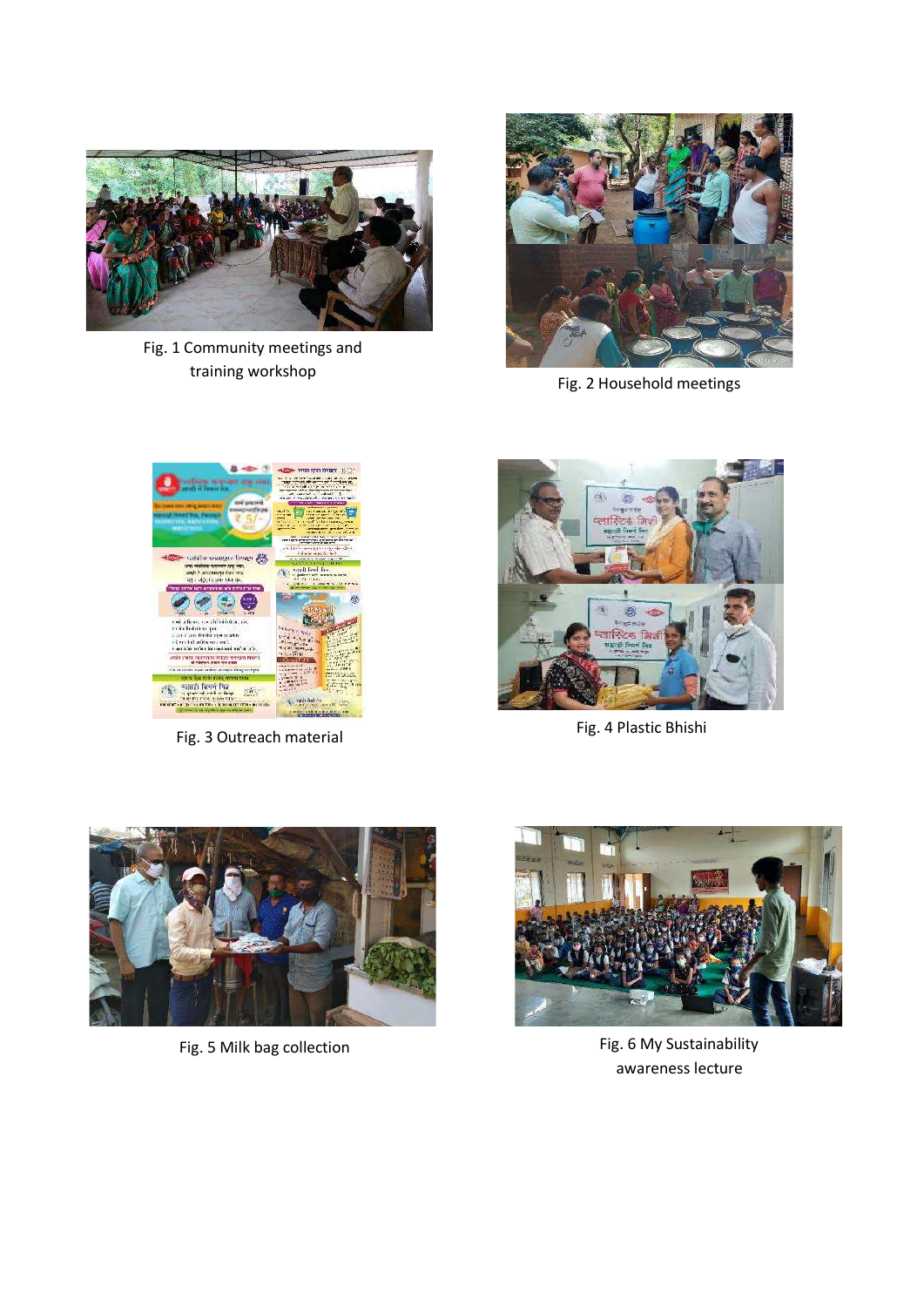Fig. 1 Community meetings and training workshop

Fig. 2 Household meetings

Fig. 3 Outreach material

Fig. 4 Plastic Bhishi

Fig. 5 Milk bag collection

Fig. 6 My Sustainability awareness lecture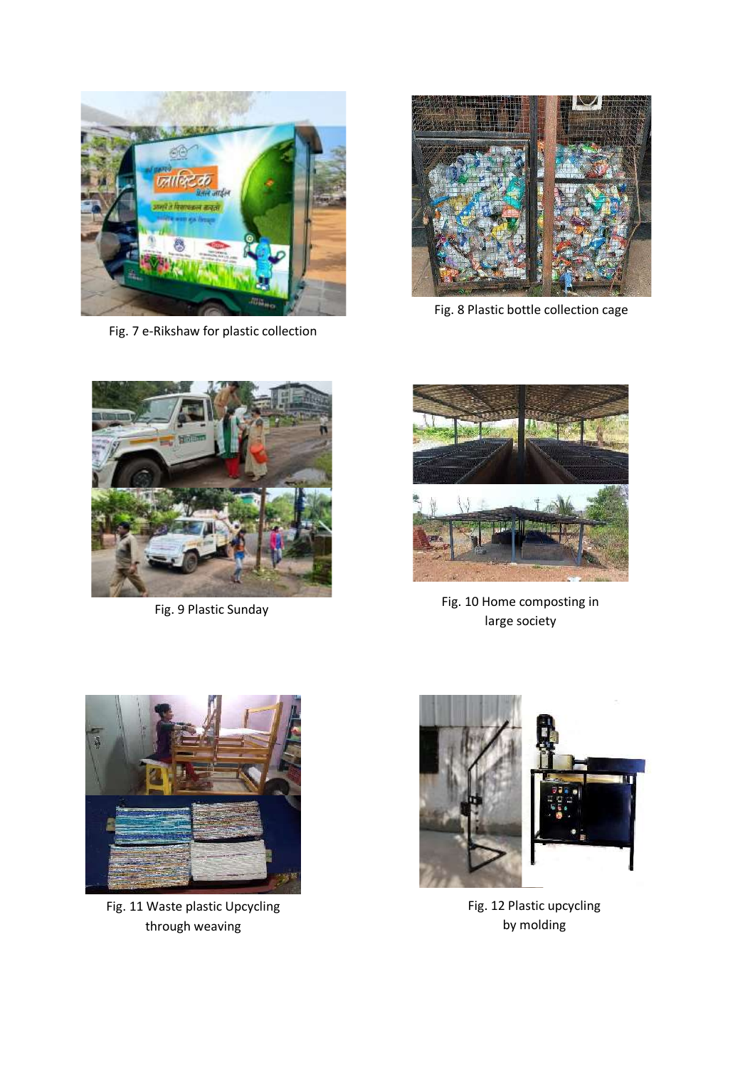Fig. 7 e-Rikshaw for plastic collection

Fig. 8 Plastic bottle collection cage

Fig. 9 Plastic Sunday

Fig. 10 Home composting in large society

Fig. 11 Waste plastic Upcycling through weaving

Fig. 12 Plastic upcycling by molding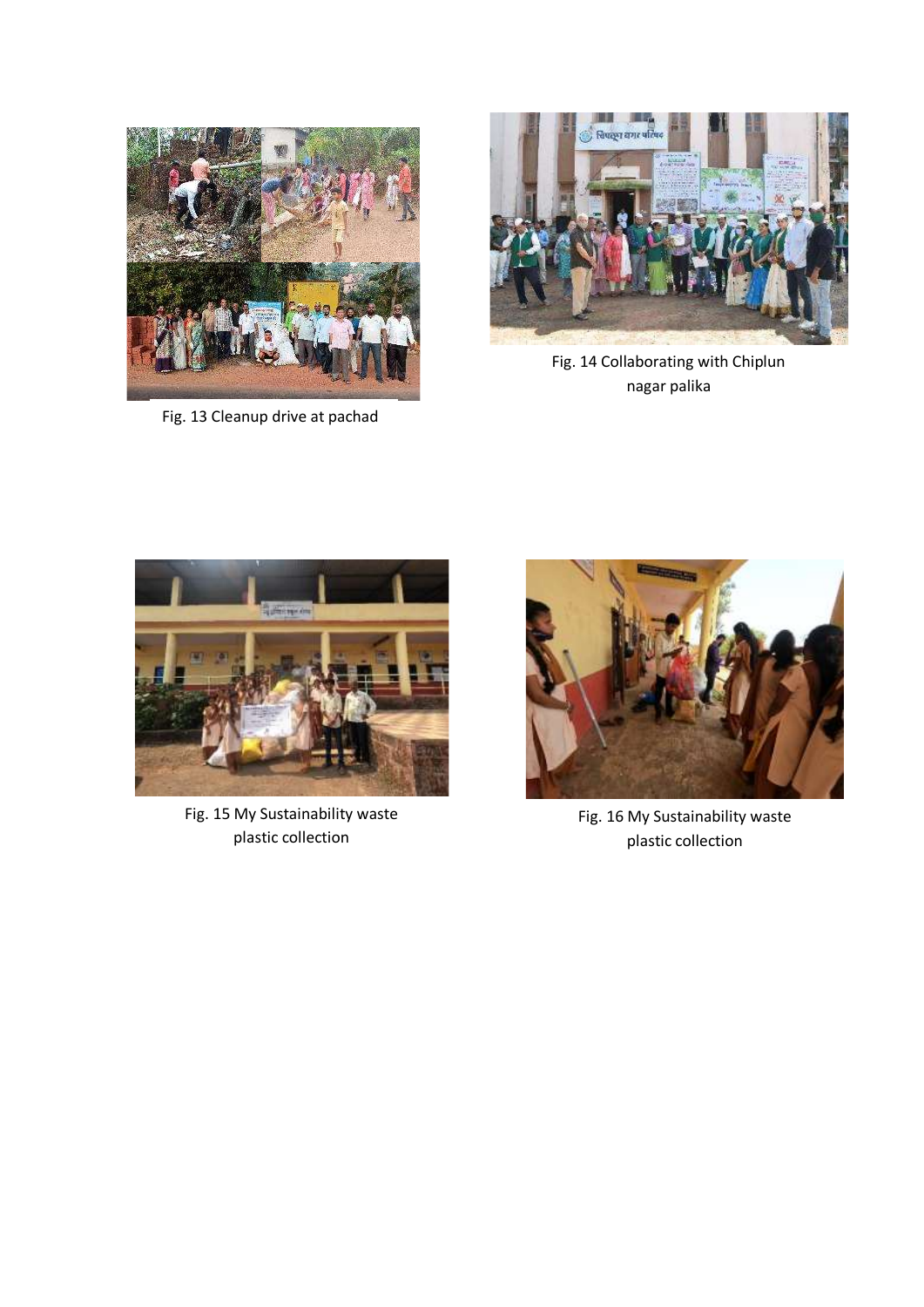Fig. 13 Cleanup drive at pachad

Fig. 14 Collaborating with Chiplun nagar palika

Fig. 15 My Sustainability waste plastic collection

Fig. 16 My Sustainability waste plastic collection